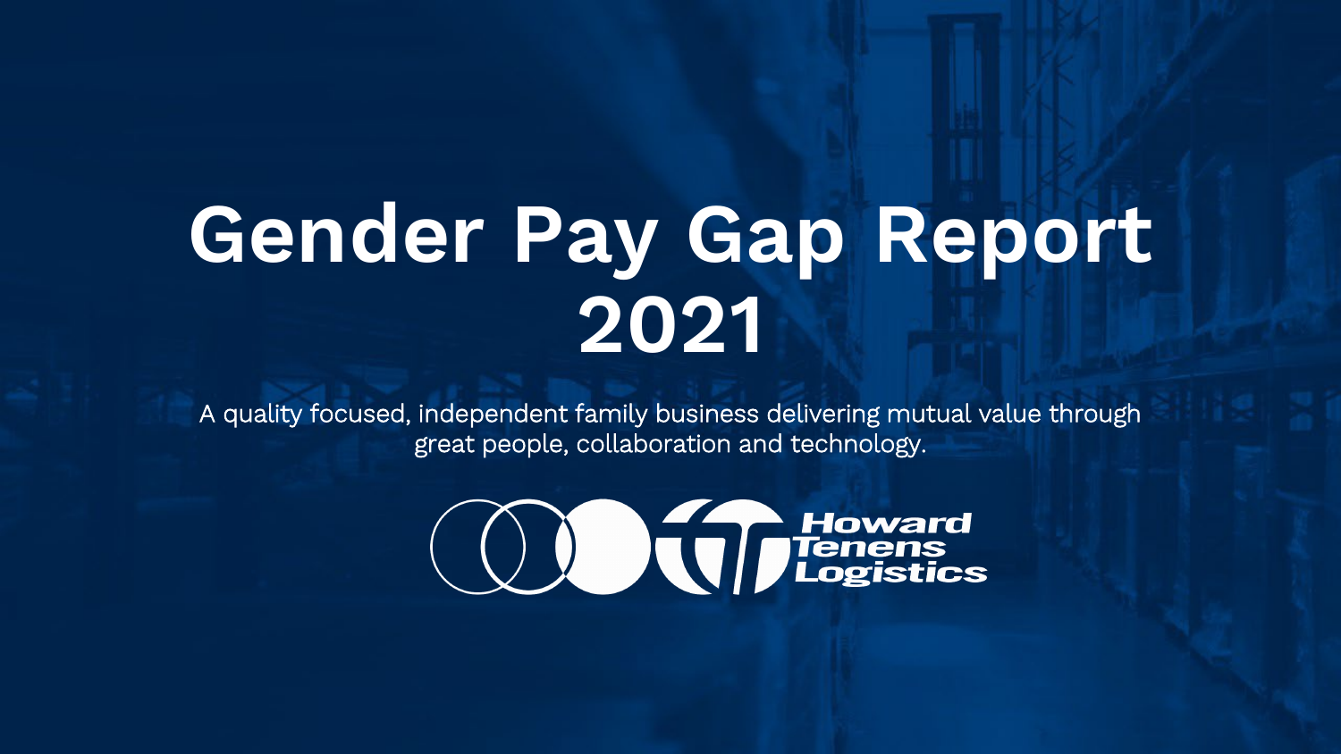# Gender Pay Gap Report 2021

A quality focused, independent family business delivering mutual value through great people, collaboration and technology.

Howard Tenens Logistics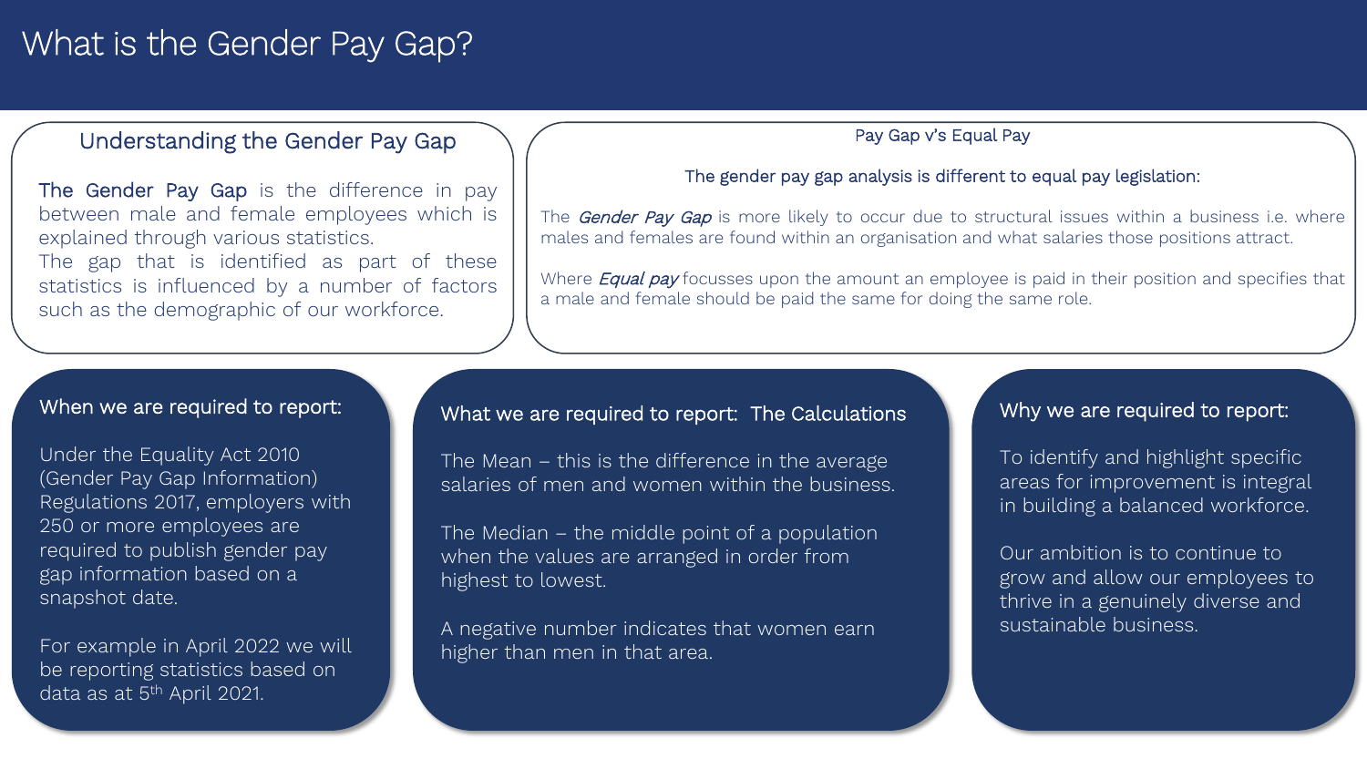# What is the Gender Pay Gap?

## Understanding the Gender Pay Gap

**The Gender Pay Gap** is the difference in pay between male and female employees which is explained through various statistics.
The gap that is identified as part of these statistics is influenced by a number of factors such as the demographic of our workforce.

## Pay Gap v's Equal Pay

The gender pay gap analysis is different to equal pay legislation:

The ***Gender Pay Gap*** is more likely to occur due to structural issues within a business i.e. where males and females are found within an organisation and what salaries those positions attract.

Where ***Equal pay*** focusses upon the amount an employee is paid in their position and specifies that a male and female should be paid the same for doing the same role.

## When we are required to report:

Under the Equality Act 2010 (Gender Pay Gap Information) Regulations 2017, employers with 250 or more employees are required to publish gender pay gap information based on a snapshot date.

For example in April 2022 we will be reporting statistics based on data as at 5th April 2021.

## What we are required to report: The Calculations

The Mean – this is the difference in the average salaries of men and women within the business.

The Median – the middle point of a population when the values are arranged in order from highest to lowest.

A negative number indicates that women earn higher than men in that area.

## Why we are required to report:

To identify and highlight specific areas for improvement is integral in building a balanced workforce.

Our ambition is to continue to grow and allow our employees to thrive in a genuinely diverse and sustainable business.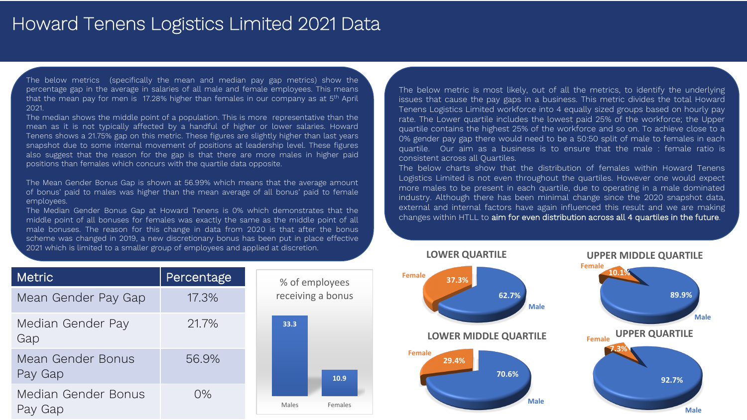# Howard Tenens Logistics Limited 2021 Data

The below metrics (specifically the mean and median pay gap metrics) show the percentage gap in the average in salaries of all male and female employees. This means that the mean pay for men is 17.28% higher than females in our company as at 5th April 2021.
The median shows the middle point of a population. This is more representative than the mean as it is not typically affected by a handful of higher or lower salaries. Howard Tenens shows a 21.75% gap on this metric. These figures are slightly higher than last years snapshot due to some internal movement of positions at leadership level. These figures also suggest that the reason for the gap is that there are more males in higher paid positions than females which concurs with the quartile data opposite.

The Mean Gender Bonus Gap is shown at 56.99% which means that the average amount of bonus' paid to males was higher than the mean average of all bonus' paid to female employees.
The Median Gender Bonus Gap at Howard Tenens is 0% which demonstrates that the middle point of all bonuses for females was exactly the same as the middle point of all male bonuses. The reason for this change in data from 2020 is that after the bonus scheme was changed in 2019, a new discretionary bonus has been put in place effective 2021 which is limited to a smaller group of employees and applied at discretion.

| Metric | Percentage |
|---|---|
| Mean Gender Pay Gap | 17.3% |
| Median Gender Pay Gap | 21.7% |
| Mean Gender Bonus Pay Gap | 56.9% |
| Median Gender Bonus Pay Gap | 0% |

**% of employees receiving a bonus**

| | % |
|---|---|
| Males | 33.3 |
| Females | 10.9 |

The below metric is most likely, out of all the metrics, to identify the underlying issues that cause the pay gaps in a business. This metric divides the total Howard Tenens Logistics Limited workforce into 4 equally sized groups based on hourly pay rate. The Lower quartile includes the lowest paid 25% of the workforce; the Upper quartile contains the highest 25% of the workforce and so on. To achieve close to a 0% gender pay gap there would need to be a 50:50 split of male to females in each quartile. Our aim as a business is to ensure that the male : female ratio is consistent across all Quartiles.
The below charts show that the distribution of females within Howard Tenens Logistics Limited is not even throughout the quartiles. However one would expect more males to be present in each quartile, due to operating in a male dominated industry. Although there has been minimal change since the 2020 snapshot data, external and internal factors have again influenced this result and we are making changes within HTLL to aim for even distribution across all 4 quartiles in the future.

| Quartile | Female | Male |
|---|---|---|
| LOWER QUARTILE | 37.3% | 62.7% |
| LOWER MIDDLE QUARTILE | 29.4% | 70.6% |
| UPPER MIDDLE QUARTILE | 10.1% | 89.9% |
| UPPER QUARTILE | 7.3% | 92.7% |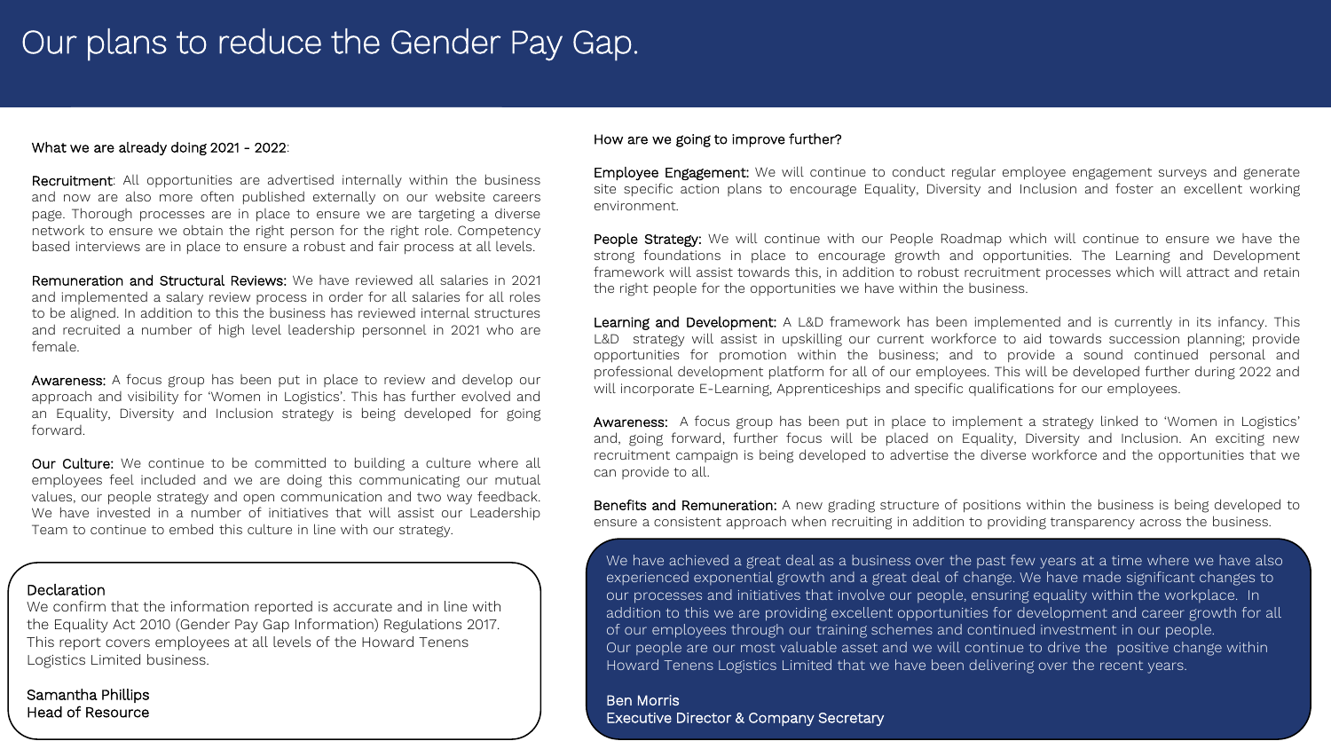# Our plans to reduce the Gender Pay Gap.

What we are already doing 2021 - 2022:

**Recruitment**: All opportunities are advertised internally within the business and now are also more often published externally on our website careers page. Thorough processes are in place to ensure we are targeting a diverse network to ensure we obtain the right person for the right role. Competency based interviews are in place to ensure a robust and fair process at all levels.

**Remuneration and Structural Reviews:** We have reviewed all salaries in 2021 and implemented a salary review process in order for all salaries for all roles to be aligned. In addition to this the business has reviewed internal structures and recruited a number of high level leadership personnel in 2021 who are female.

**Awareness:** A focus group has been put in place to review and develop our approach and visibility for 'Women in Logistics'. This has further evolved and an Equality, Diversity and Inclusion strategy is being developed for going forward.

**Our Culture:** We continue to be committed to building a culture where all employees feel included and we are doing this communicating our mutual values, our people strategy and open communication and two way feedback. We have invested in a number of initiatives that will assist our Leadership Team to continue to embed this culture in line with our strategy.

Declaration

We confirm that the information reported is accurate and in line with the Equality Act 2010 (Gender Pay Gap Information) Regulations 2017. This report covers employees at all levels of the Howard Tenens Logistics Limited business.

Samantha Phillips
Head of Resource

How are we going to improve further?

**Employee Engagement:** We will continue to conduct regular employee engagement surveys and generate site specific action plans to encourage Equality, Diversity and Inclusion and foster an excellent working environment.

**People Strategy:** We will continue with our People Roadmap which will continue to ensure we have the strong foundations in place to encourage growth and opportunities. The Learning and Development framework will assist towards this, in addition to robust recruitment processes which will attract and retain the right people for the opportunities we have within the business.

**Learning and Development:** A L&D framework has been implemented and is currently in its infancy. This L&D strategy will assist in upskilling our current workforce to aid towards succession planning; provide opportunities for promotion within the business; and to provide a sound continued personal and professional development platform for all of our employees. This will be developed further during 2022 and will incorporate E-Learning, Apprenticeships and specific qualifications for our employees.

**Awareness:** A focus group has been put in place to implement a strategy linked to 'Women in Logistics' and, going forward, further focus will be placed on Equality, Diversity and Inclusion. An exciting new recruitment campaign is being developed to advertise the diverse workforce and the opportunities that we can provide to all.

**Benefits and Remuneration:** A new grading structure of positions within the business is being developed to ensure a consistent approach when recruiting in addition to providing transparency across the business.

We have achieved a great deal as a business over the past few years at a time where we have also experienced exponential growth and a great deal of change. We have made significant changes to our processes and initiatives that involve our people, ensuring equality within the workplace. In addition to this we are providing excellent opportunities for development and career growth for all of our employees through our training schemes and continued investment in our people.
Our people are our most valuable asset and we will continue to drive the positive change within Howard Tenens Logistics Limited that we have been delivering over the recent years.

Ben Morris
Executive Director & Company Secretary